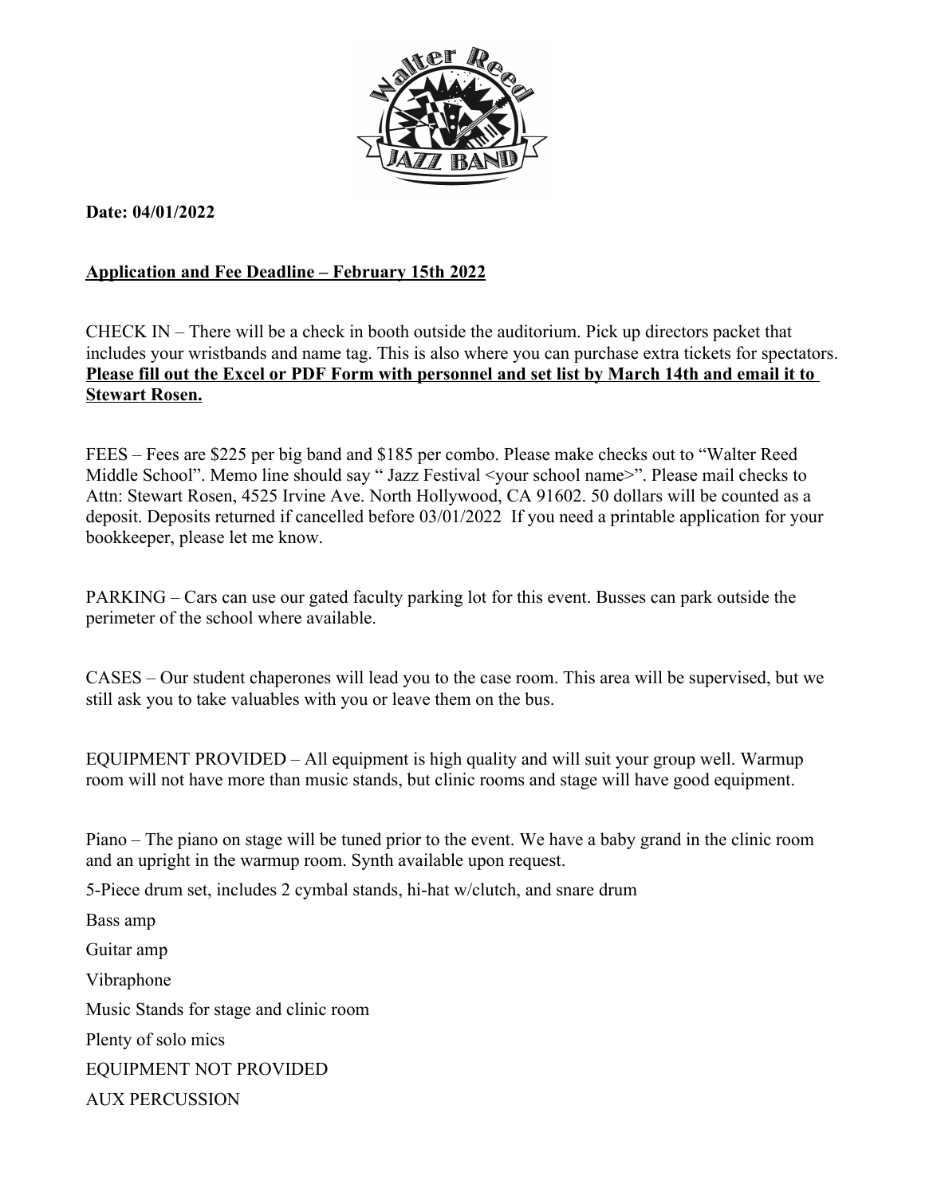**Date: 04/01/2022**

**Application and Fee Deadline – February 15th 2022**

CHECK IN – There will be a check in booth outside the auditorium. Pick up directors packet that includes your wristbands and name tag. This is also where you can purchase extra tickets for spectators. **Please fill out the Excel or PDF Form with personnel and set list by March 14th and email it to Stewart Rosen.**

FEES – Fees are $225 per big band and $185 per combo. Please make checks out to "Walter Reed Middle School". Memo line should say " Jazz Festival <your school name>". Please mail checks to Attn: Stewart Rosen, 4525 Irvine Ave. North Hollywood, CA 91602. 50 dollars will be counted as a deposit. Deposits returned if cancelled before 03/01/2022 If you need a printable application for your bookkeeper, please let me know.

PARKING – Cars can use our gated faculty parking lot for this event. Busses can park outside the perimeter of the school where available.

CASES – Our student chaperones will lead you to the case room. This area will be supervised, but we still ask you to take valuables with you or leave them on the bus.

EQUIPMENT PROVIDED – All equipment is high quality and will suit your group well. Warmup room will not have more than music stands, but clinic rooms and stage will have good equipment.

Piano – The piano on stage will be tuned prior to the event. We have a baby grand in the clinic room and an upright in the warmup room. Synth available upon request.

5-Piece drum set, includes 2 cymbal stands, hi-hat w/clutch, and snare drum

Bass amp

Guitar amp

Vibraphone

Music Stands for stage and clinic room

Plenty of solo mics

EQUIPMENT NOT PROVIDED

AUX PERCUSSION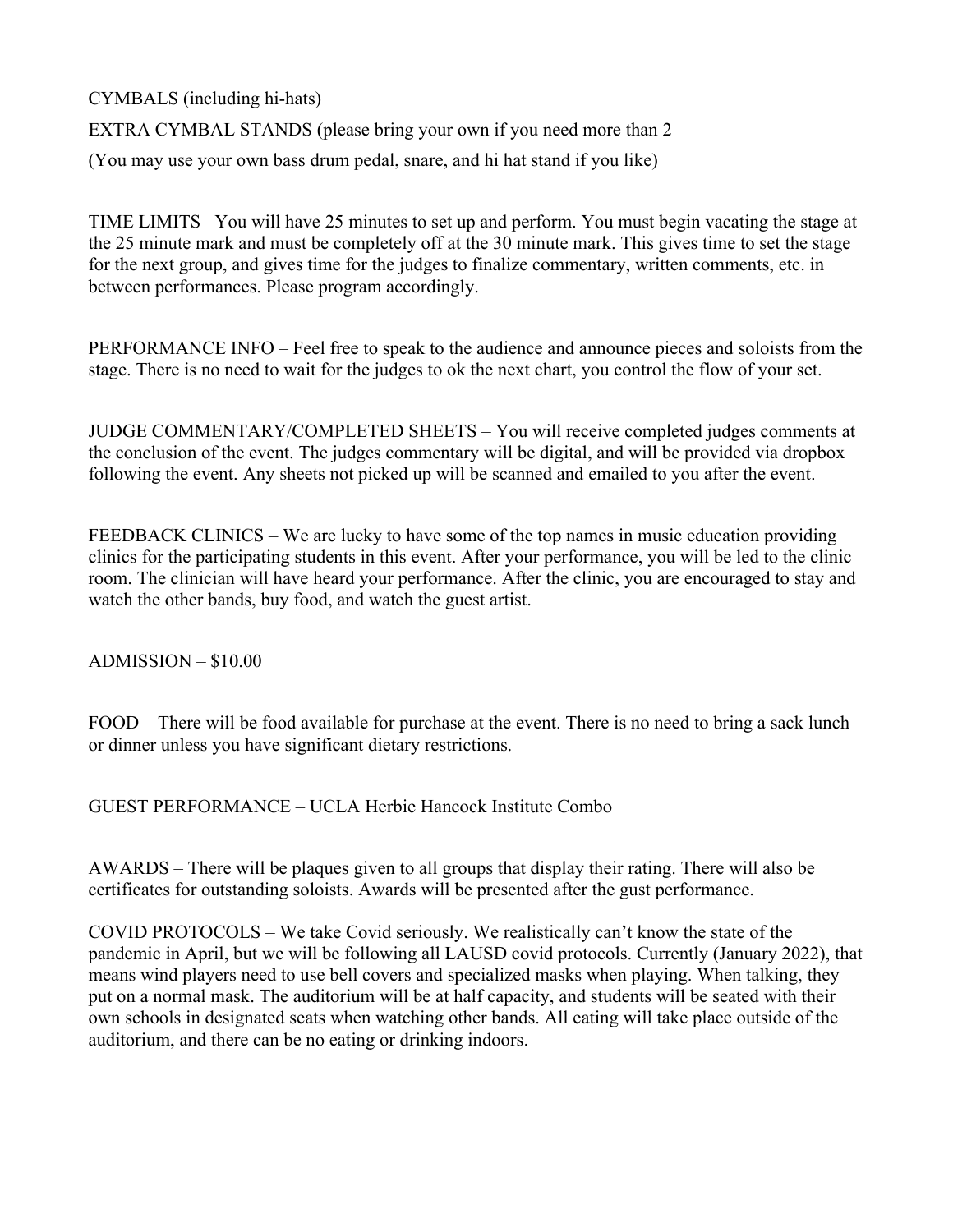CYMBALS (including hi-hats)

EXTRA CYMBAL STANDS (please bring your own if you need more than 2

(You may use your own bass drum pedal, snare, and hi hat stand if you like)

TIME LIMITS –You will have 25 minutes to set up and perform. You must begin vacating the stage at the 25 minute mark and must be completely off at the 30 minute mark. This gives time to set the stage for the next group, and gives time for the judges to finalize commentary, written comments, etc. in between performances. Please program accordingly.

PERFORMANCE INFO – Feel free to speak to the audience and announce pieces and soloists from the stage. There is no need to wait for the judges to ok the next chart, you control the flow of your set.

JUDGE COMMENTARY/COMPLETED SHEETS – You will receive completed judges comments at the conclusion of the event. The judges commentary will be digital, and will be provided via dropbox following the event. Any sheets not picked up will be scanned and emailed to you after the event.

FEEDBACK CLINICS – We are lucky to have some of the top names in music education providing clinics for the participating students in this event. After your performance, you will be led to the clinic room. The clinician will have heard your performance. After the clinic, you are encouraged to stay and watch the other bands, buy food, and watch the guest artist.

ADMISSION – $10.00

FOOD – There will be food available for purchase at the event. There is no need to bring a sack lunch or dinner unless you have significant dietary restrictions.

GUEST PERFORMANCE – UCLA Herbie Hancock Institute Combo

AWARDS – There will be plaques given to all groups that display their rating. There will also be certificates for outstanding soloists. Awards will be presented after the gust performance.

COVID PROTOCOLS – We take Covid seriously. We realistically can't know the state of the pandemic in April, but we will be following all LAUSD covid protocols. Currently (January 2022), that means wind players need to use bell covers and specialized masks when playing. When talking, they put on a normal mask. The auditorium will be at half capacity, and students will be seated with their own schools in designated seats when watching other bands. All eating will take place outside of the auditorium, and there can be no eating or drinking indoors.